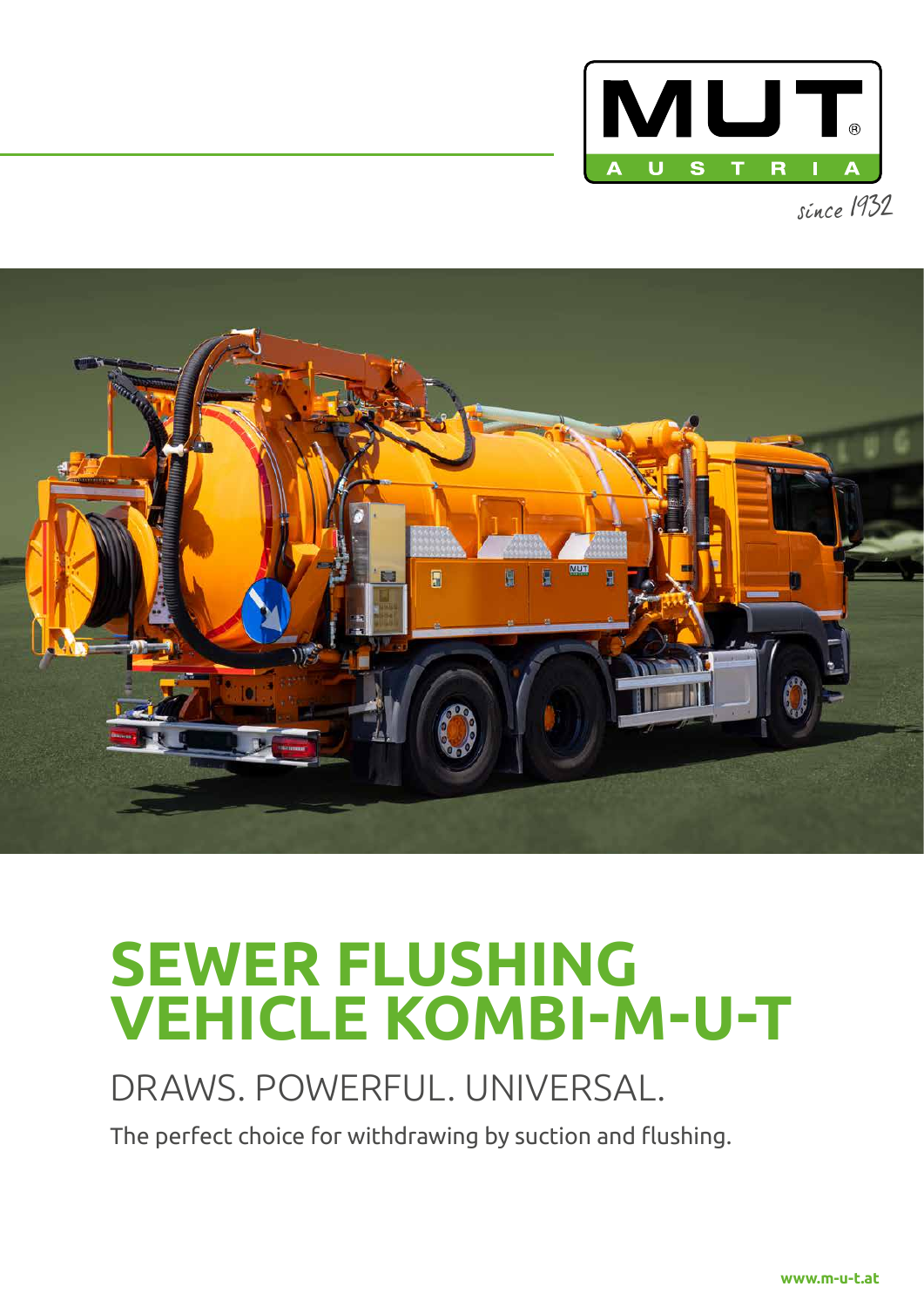MUT AUSTRIA

since 1932

# SEWER FLUSHING VEHICLE KOMBI-M-U-T

## DRAWS. POWERFUL. UNIVERSAL.

The perfect choice for withdrawing by suction and flushing.

www.m-u-t.at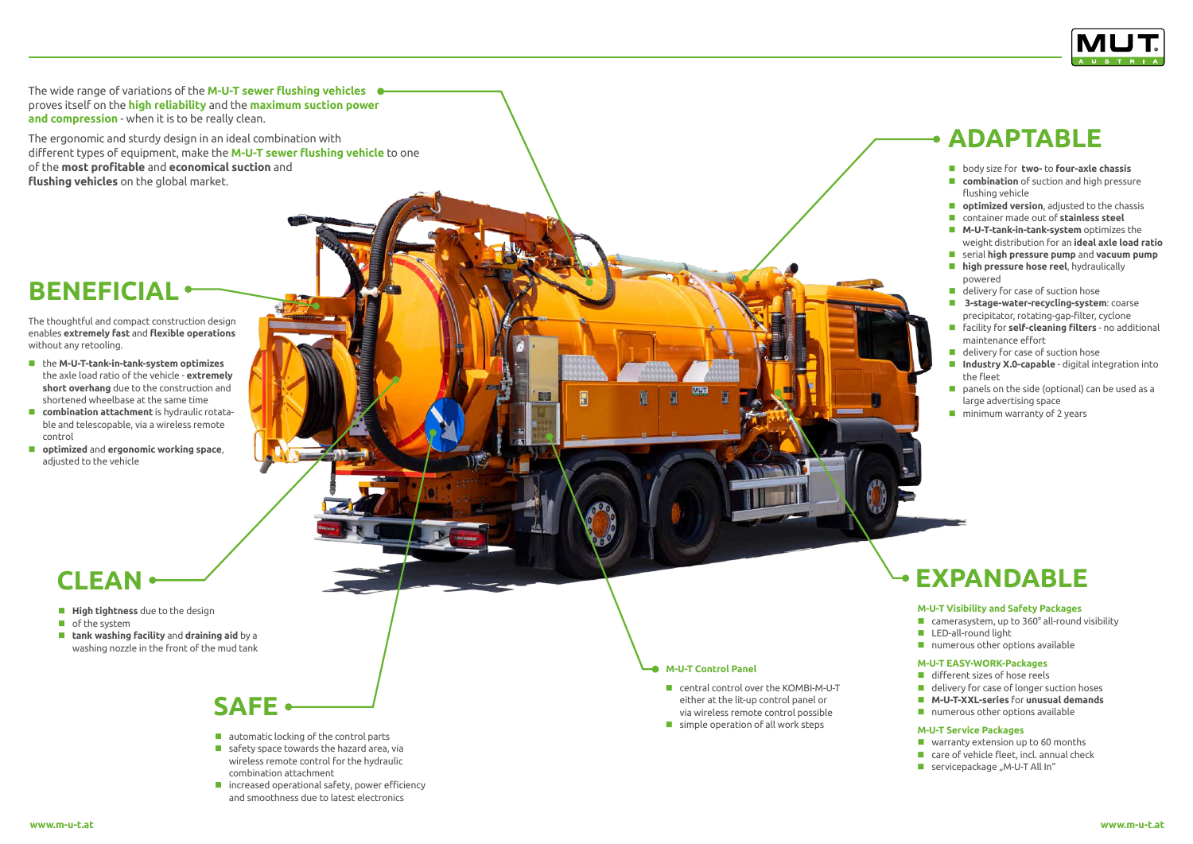The wide range of variations of the **M-U-T sewer flushing vehicles** proves itself on the **high reliability** and the **maximum suction power and compression** - when it is to be really clean.

The ergonomic and sturdy design in an ideal combination with different types of equipment, make the **M-U-T sewer flushing vehicle** to one of the **most profitable** and **economical suction** and **flushing vehicles** on the global market.

## BENEFICIAL

The thoughtful and compact construction design enables **extremely fast** and **flexible operations** without any retooling.

- the **M-U-T-tank-in-tank-system optimizes** the axle load ratio of the vehicle - **extremely short overhang** due to the construction and shortened wheelbase at the same time
- **combination attachment** is hydraulic rotatable and telescopable, via a wireless remote control
- **optimized** and **ergonomic working space**, adjusted to the vehicle

## CLEAN

- **High tightness** due to the design
- of the system
- **tank washing facility** and **draining aid** by a washing nozzle in the front of the mud tank

## SAFE

- automatic locking of the control parts
- safety space towards the hazard area, via wireless remote control for the hydraulic combination attachment
- increased operational safety, power efficiency and smoothness due to latest electronics

### M-U-T Control Panel

- central control over the KOMBI-M-U-T either at the lit-up control panel or via wireless remote control possible
- simple operation of all work steps

## ADAPTABLE

- body size for **two-** to **four-axle chassis**
- **combination** of suction and high pressure flushing vehicle
- **optimized version**, adjusted to the chassis
- container made out of **stainless steel**
- **M-U-T-tank-in-tank-system** optimizes the weight distribution for an **ideal axle load ratio**
- serial **high pressure pump** and **vacuum pump**
- **high pressure hose reel**, hydraulically powered
- delivery for case of suction hose
- **3-stage-water-recycling-system**: coarse precipitator, rotating-gap-filter, cyclone
- facility for **self-cleaning filters** - no additional maintenance effort
- delivery for case of suction hose
- **Industry X.0-capable** - digital integration into the fleet
- panels on the side (optional) can be used as a large advertising space
- minimum warranty of 2 years

## EXPANDABLE

### M-U-T Visibility and Safety Packages

- camerasystem, up to 360° all-round visibility
- LED-all-round light
- numerous other options available

### M-U-T EASY-WORK-Packages

- different sizes of hose reels
- delivery for case of longer suction hoses
- **M-U-T-XXL-series** for **unusual demands**
- numerous other options available

### M-U-T Service Packages

- warranty extension up to 60 months
- care of vehicle fleet, incl. annual check
- servicepackage „M-U-T All In"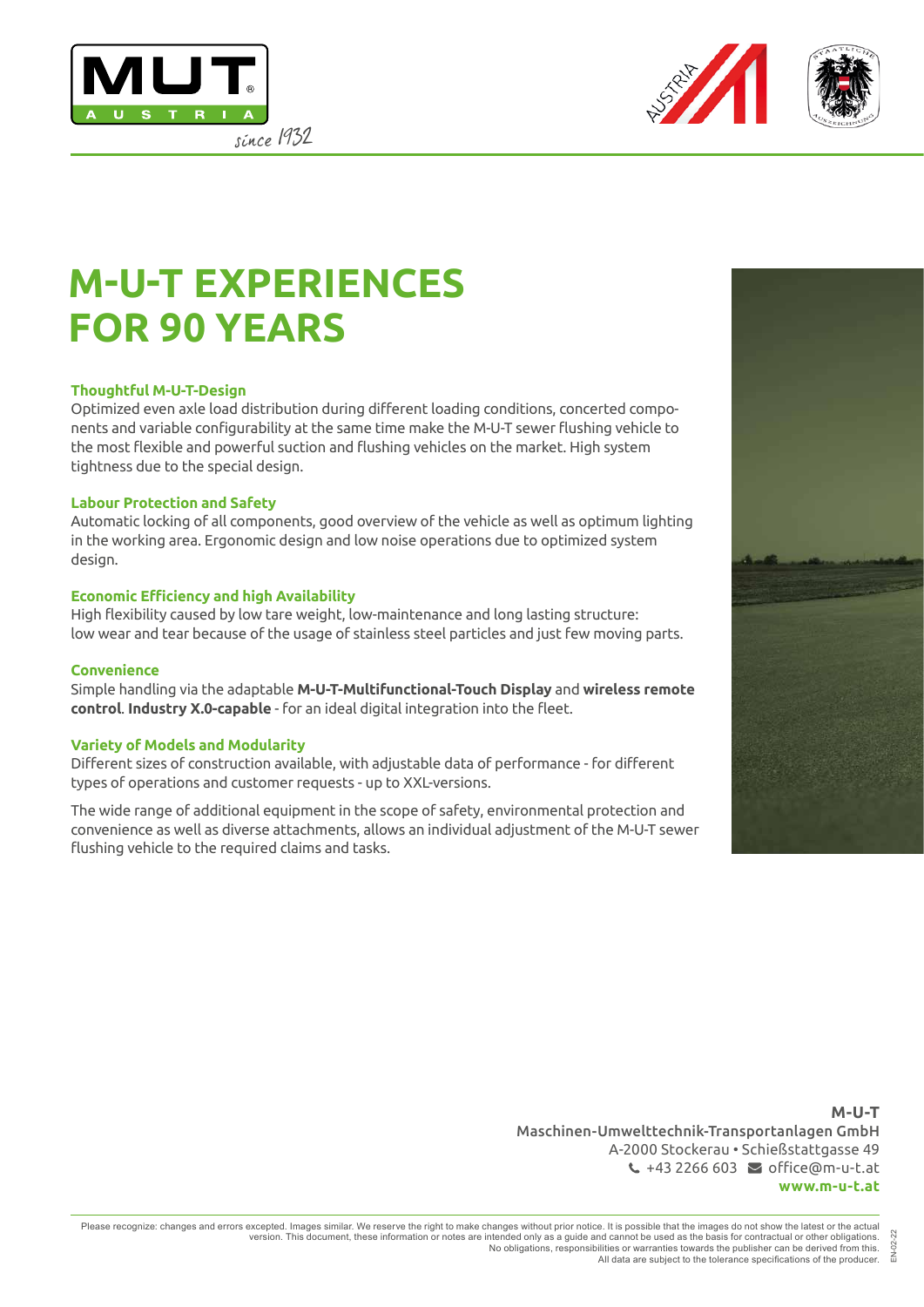# M-U-T EXPERIENCES FOR 90 YEARS

### Thoughtful M-U-T-Design

Optimized even axle load distribution during different loading conditions, concerted components and variable configurability at the same time make the M-U-T sewer flushing vehicle to the most flexible and powerful suction and flushing vehicles on the market. High system tightness due to the special design.

### Labour Protection and Safety

Automatic locking of all components, good overview of the vehicle as well as optimum lighting in the working area. Ergonomic design and low noise operations due to optimized system design.

### Economic Efficiency and high Availability

High flexibility caused by low tare weight, low-maintenance and long lasting structure: low wear and tear because of the usage of stainless steel particles and just few moving parts.

### Convenience

Simple handling via the adaptable **M-U-T-Multifunctional-Touch Display** and **wireless remote control**. **Industry X.0-capable** - for an ideal digital integration into the fleet.

### Variety of Models and Modularity

Different sizes of construction available, with adjustable data of performance - for different types of operations and customer requests - up to XXL-versions.

The wide range of additional equipment in the scope of safety, environmental protection and convenience as well as diverse attachments, allows an individual adjustment of the M-U-T sewer flushing vehicle to the required claims and tasks.

**M-U-T**
Maschinen-Umwelttechnik-Transportanlagen GmbH
A-2000 Stockerau • Schießstattgasse 49
+43 2266 603 office@m-u-t.at
**www.m-u-t.at**

Please recognize: changes and errors excepted. Images similar. We reserve the right to make changes without prior notice. It is possible that the images do not show the latest or the actual version. This document, these information or notes are intended only as a guide and cannot be used as the basis for contractual or other obligations. No obligations, responsibilities or warranties towards the publisher can be derived from this. All data are subject to the tolerance specifications of the producer.

EN-02-22